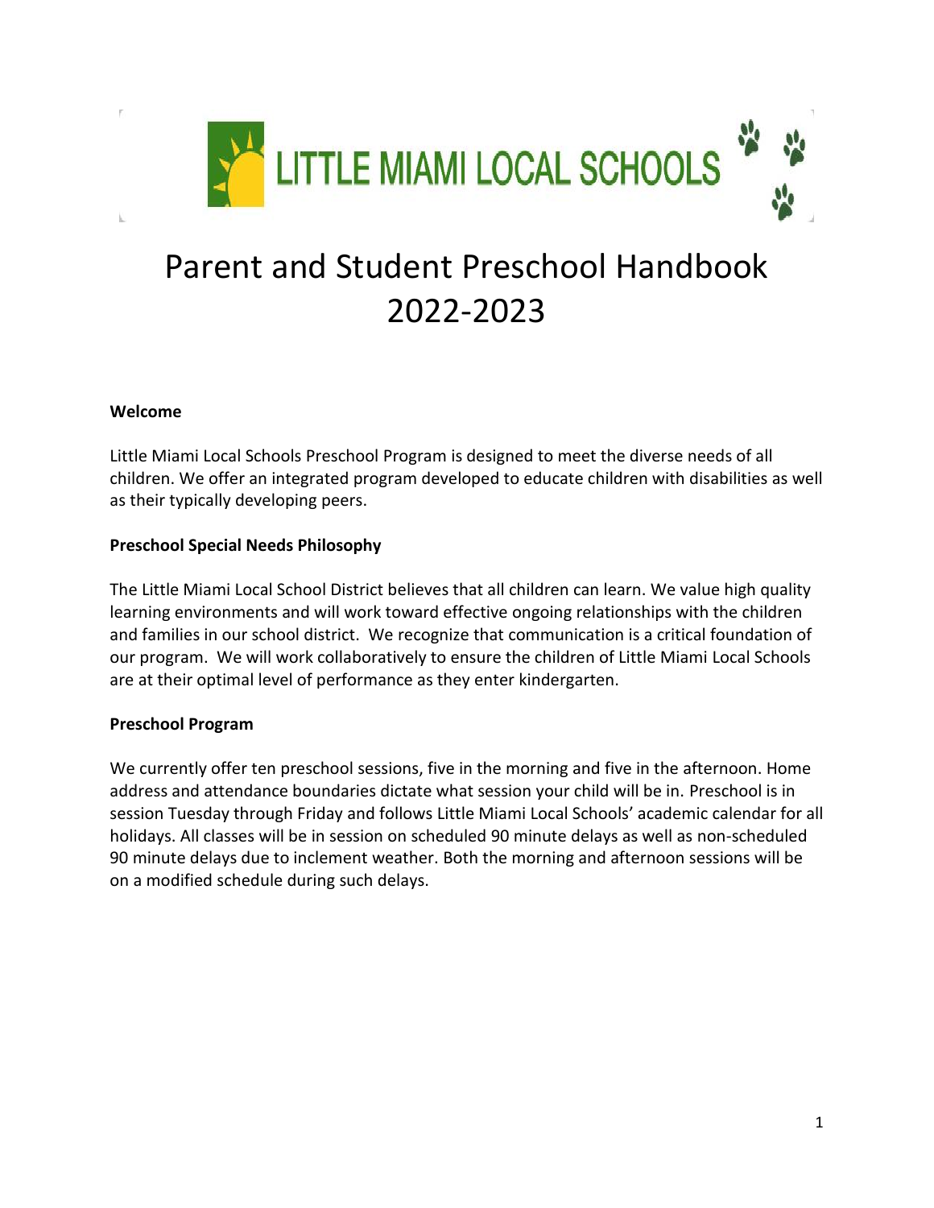LITTLE MIAMI LOCAL SCHOOLS

# Parent and Student Preschool Handbook 2022-2023

**Welcome**

Little Miami Local Schools Preschool Program is designed to meet the diverse needs of all children. We offer an integrated program developed to educate children with disabilities as well as their typically developing peers.

**Preschool Special Needs Philosophy**

The Little Miami Local School District believes that all children can learn. We value high quality learning environments and will work toward effective ongoing relationships with the children and families in our school district. We recognize that communication is a critical foundation of our program. We will work collaboratively to ensure the children of Little Miami Local Schools are at their optimal level of performance as they enter kindergarten.

**Preschool Program**

We currently offer ten preschool sessions, five in the morning and five in the afternoon. Home address and attendance boundaries dictate what session your child will be in. Preschool is in session Tuesday through Friday and follows Little Miami Local Schools' academic calendar for all holidays. All classes will be in session on scheduled 90 minute delays as well as non-scheduled 90 minute delays due to inclement weather. Both the morning and afternoon sessions will be on a modified schedule during such delays.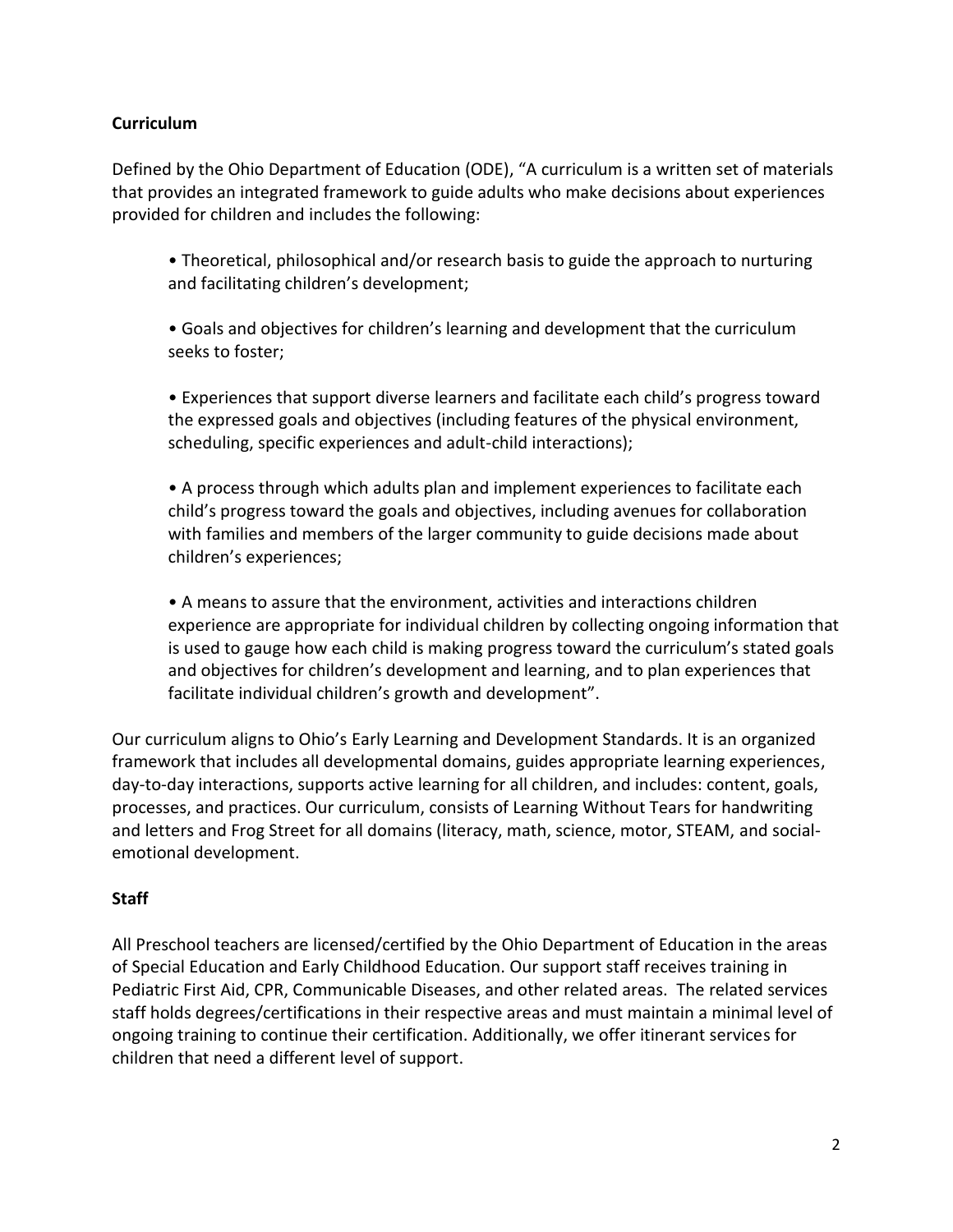**Curriculum**

Defined by the Ohio Department of Education (ODE), "A curriculum is a written set of materials that provides an integrated framework to guide adults who make decisions about experiences provided for children and includes the following:

- Theoretical, philosophical and/or research basis to guide the approach to nurturing and facilitating children's development;
- Goals and objectives for children's learning and development that the curriculum seeks to foster;
- Experiences that support diverse learners and facilitate each child's progress toward the expressed goals and objectives (including features of the physical environment, scheduling, specific experiences and adult-child interactions);
- A process through which adults plan and implement experiences to facilitate each child's progress toward the goals and objectives, including avenues for collaboration with families and members of the larger community to guide decisions made about children's experiences;
- A means to assure that the environment, activities and interactions children experience are appropriate for individual children by collecting ongoing information that is used to gauge how each child is making progress toward the curriculum's stated goals and objectives for children's development and learning, and to plan experiences that facilitate individual children's growth and development".

Our curriculum aligns to Ohio's Early Learning and Development Standards. It is an organized framework that includes all developmental domains, guides appropriate learning experiences, day-to-day interactions, supports active learning for all children, and includes: content, goals, processes, and practices. Our curriculum, consists of Learning Without Tears for handwriting and letters and Frog Street for all domains (literacy, math, science, motor, STEAM, and social-emotional development.

**Staff**

All Preschool teachers are licensed/certified by the Ohio Department of Education in the areas of Special Education and Early Childhood Education. Our support staff receives training in Pediatric First Aid, CPR, Communicable Diseases, and other related areas. The related services staff holds degrees/certifications in their respective areas and must maintain a minimal level of ongoing training to continue their certification. Additionally, we offer itinerant services for children that need a different level of support.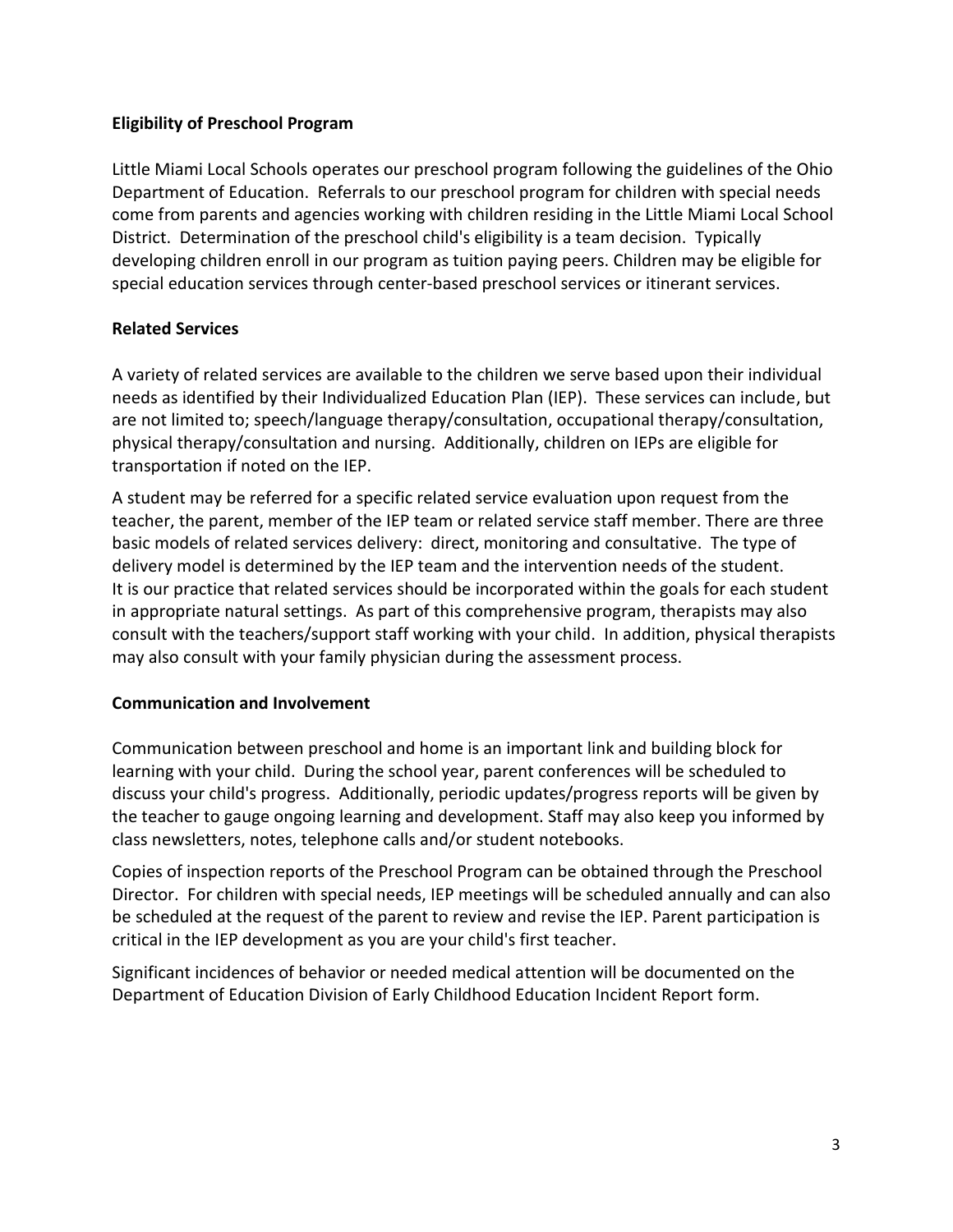**Eligibility of Preschool Program**

Little Miami Local Schools operates our preschool program following the guidelines of the Ohio Department of Education. Referrals to our preschool program for children with special needs come from parents and agencies working with children residing in the Little Miami Local School District. Determination of the preschool child's eligibility is a team decision. Typically developing children enroll in our program as tuition paying peers. Children may be eligible for special education services through center-based preschool services or itinerant services.

**Related Services**

A variety of related services are available to the children we serve based upon their individual needs as identified by their Individualized Education Plan (IEP). These services can include, but are not limited to; speech/language therapy/consultation, occupational therapy/consultation, physical therapy/consultation and nursing. Additionally, children on IEPs are eligible for transportation if noted on the IEP.

A student may be referred for a specific related service evaluation upon request from the teacher, the parent, member of the IEP team or related service staff member. There are three basic models of related services delivery: direct, monitoring and consultative. The type of delivery model is determined by the IEP team and the intervention needs of the student. It is our practice that related services should be incorporated within the goals for each student in appropriate natural settings. As part of this comprehensive program, therapists may also consult with the teachers/support staff working with your child. In addition, physical therapists may also consult with your family physician during the assessment process.

**Communication and Involvement**

Communication between preschool and home is an important link and building block for learning with your child. During the school year, parent conferences will be scheduled to discuss your child's progress. Additionally, periodic updates/progress reports will be given by the teacher to gauge ongoing learning and development. Staff may also keep you informed by class newsletters, notes, telephone calls and/or student notebooks.

Copies of inspection reports of the Preschool Program can be obtained through the Preschool Director. For children with special needs, IEP meetings will be scheduled annually and can also be scheduled at the request of the parent to review and revise the IEP. Parent participation is critical in the IEP development as you are your child's first teacher.

Significant incidences of behavior or needed medical attention will be documented on the Department of Education Division of Early Childhood Education Incident Report form.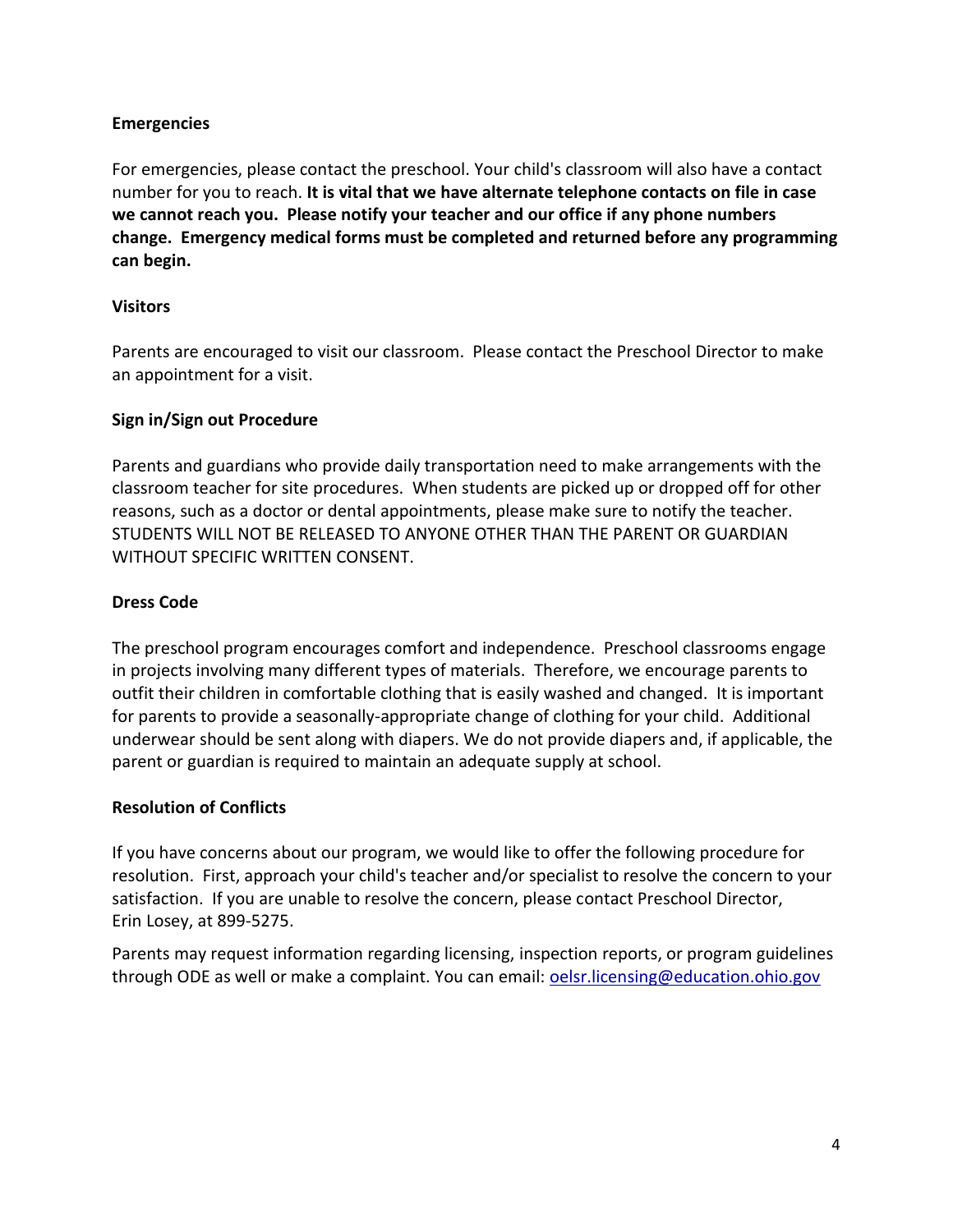**Emergencies**

For emergencies, please contact the preschool. Your child's classroom will also have a contact number for you to reach. **It is vital that we have alternate telephone contacts on file in case we cannot reach you. Please notify your teacher and our office if any phone numbers change. Emergency medical forms must be completed and returned before any programming can begin.**

**Visitors**

Parents are encouraged to visit our classroom. Please contact the Preschool Director to make an appointment for a visit.

**Sign in/Sign out Procedure**

Parents and guardians who provide daily transportation need to make arrangements with the classroom teacher for site procedures. When students are picked up or dropped off for other reasons, such as a doctor or dental appointments, please make sure to notify the teacher. STUDENTS WILL NOT BE RELEASED TO ANYONE OTHER THAN THE PARENT OR GUARDIAN WITHOUT SPECIFIC WRITTEN CONSENT.

**Dress Code**

The preschool program encourages comfort and independence. Preschool classrooms engage in projects involving many different types of materials. Therefore, we encourage parents to outfit their children in comfortable clothing that is easily washed and changed. It is important for parents to provide a seasonally-appropriate change of clothing for your child. Additional underwear should be sent along with diapers. We do not provide diapers and, if applicable, the parent or guardian is required to maintain an adequate supply at school.

**Resolution of Conflicts**

If you have concerns about our program, we would like to offer the following procedure for resolution. First, approach your child's teacher and/or specialist to resolve the concern to your satisfaction. If you are unable to resolve the concern, please contact Preschool Director, Erin Losey, at 899-5275.

Parents may request information regarding licensing, inspection reports, or program guidelines through ODE as well or make a complaint. You can email: oelsr.licensing@education.ohio.gov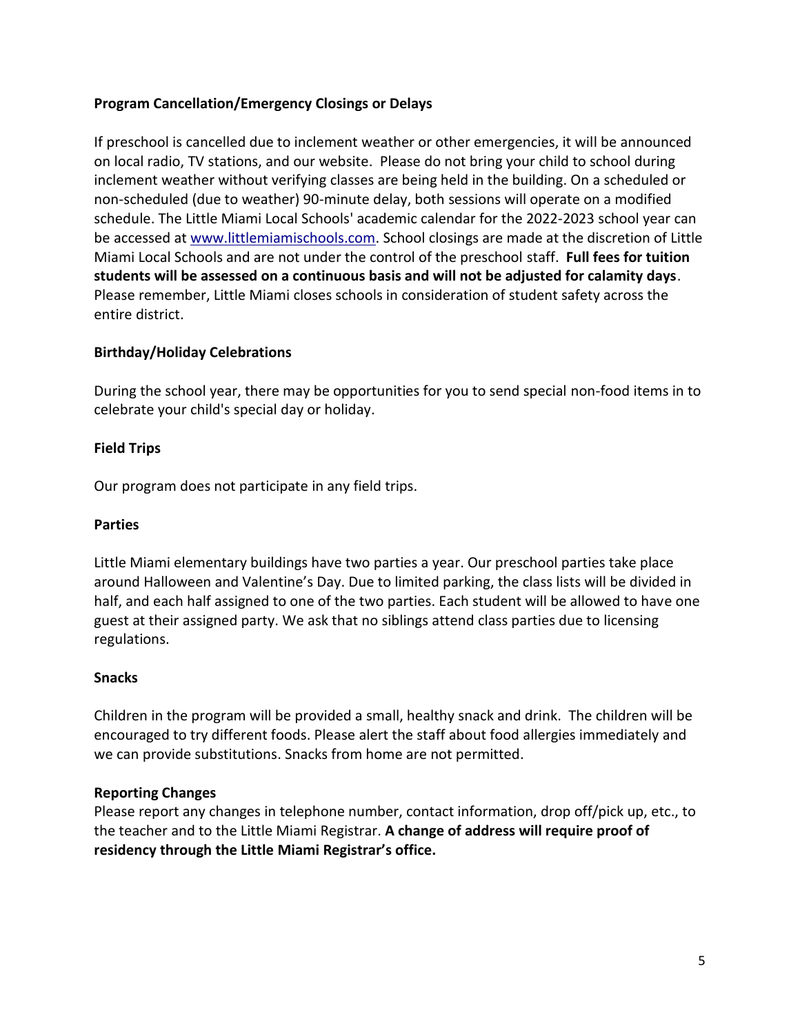## Program Cancellation/Emergency Closings or Delays

If preschool is cancelled due to inclement weather or other emergencies, it will be announced on local radio, TV stations, and our website. Please do not bring your child to school during inclement weather without verifying classes are being held in the building. On a scheduled or non-scheduled (due to weather) 90-minute delay, both sessions will operate on a modified schedule. The Little Miami Local Schools' academic calendar for the 2022-2023 school year can be accessed at [www.littlemiamischools.com](http://www.littlemiamischools.com). School closings are made at the discretion of Little Miami Local Schools and are not under the control of the preschool staff. **Full fees for tuition students will be assessed on a continuous basis and will not be adjusted for calamity days**. Please remember, Little Miami closes schools in consideration of student safety across the entire district.

## Birthday/Holiday Celebrations

During the school year, there may be opportunities for you to send special non-food items in to celebrate your child's special day or holiday.

## Field Trips

Our program does not participate in any field trips.

## Parties

Little Miami elementary buildings have two parties a year. Our preschool parties take place around Halloween and Valentine's Day. Due to limited parking, the class lists will be divided in half, and each half assigned to one of the two parties. Each student will be allowed to have one guest at their assigned party. We ask that no siblings attend class parties due to licensing regulations.

## Snacks

Children in the program will be provided a small, healthy snack and drink. The children will be encouraged to try different foods. Please alert the staff about food allergies immediately and we can provide substitutions. Snacks from home are not permitted.

## Reporting Changes

Please report any changes in telephone number, contact information, drop off/pick up, etc., to the teacher and to the Little Miami Registrar. **A change of address will require proof of residency through the Little Miami Registrar's office.**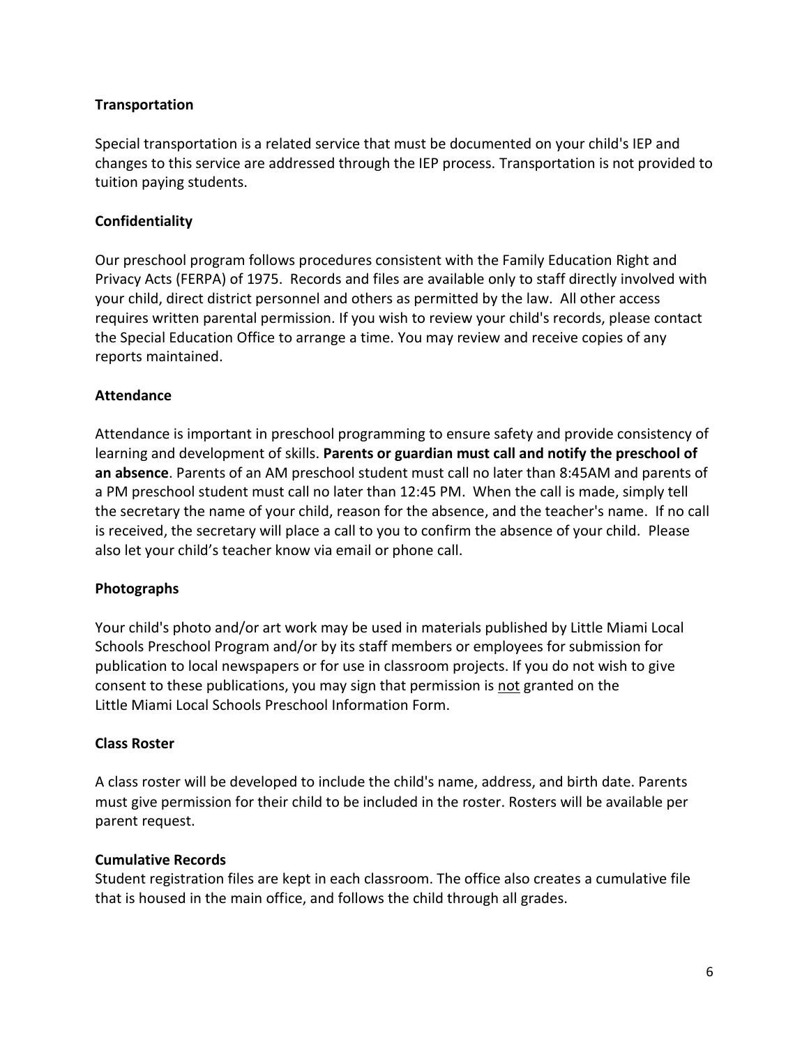**Transportation**

Special transportation is a related service that must be documented on your child's IEP and changes to this service are addressed through the IEP process. Transportation is not provided to tuition paying students.

**Confidentiality**

Our preschool program follows procedures consistent with the Family Education Right and Privacy Acts (FERPA) of 1975. Records and files are available only to staff directly involved with your child, direct district personnel and others as permitted by the law. All other access requires written parental permission. If you wish to review your child's records, please contact the Special Education Office to arrange a time. You may review and receive copies of any reports maintained.

**Attendance**

Attendance is important in preschool programming to ensure safety and provide consistency of learning and development of skills. **Parents or guardian must call and notify the preschool of an absence**. Parents of an AM preschool student must call no later than 8:45AM and parents of a PM preschool student must call no later than 12:45 PM. When the call is made, simply tell the secretary the name of your child, reason for the absence, and the teacher's name. If no call is received, the secretary will place a call to you to confirm the absence of your child. Please also let your child's teacher know via email or phone call.

**Photographs**

Your child's photo and/or art work may be used in materials published by Little Miami Local Schools Preschool Program and/or by its staff members or employees for submission for publication to local newspapers or for use in classroom projects. If you do not wish to give consent to these publications, you may sign that permission is <u>not</u> granted on the Little Miami Local Schools Preschool Information Form.

**Class Roster**

A class roster will be developed to include the child's name, address, and birth date. Parents must give permission for their child to be included in the roster. Rosters will be available per parent request.

**Cumulative Records**

Student registration files are kept in each classroom. The office also creates a cumulative file that is housed in the main office, and follows the child through all grades.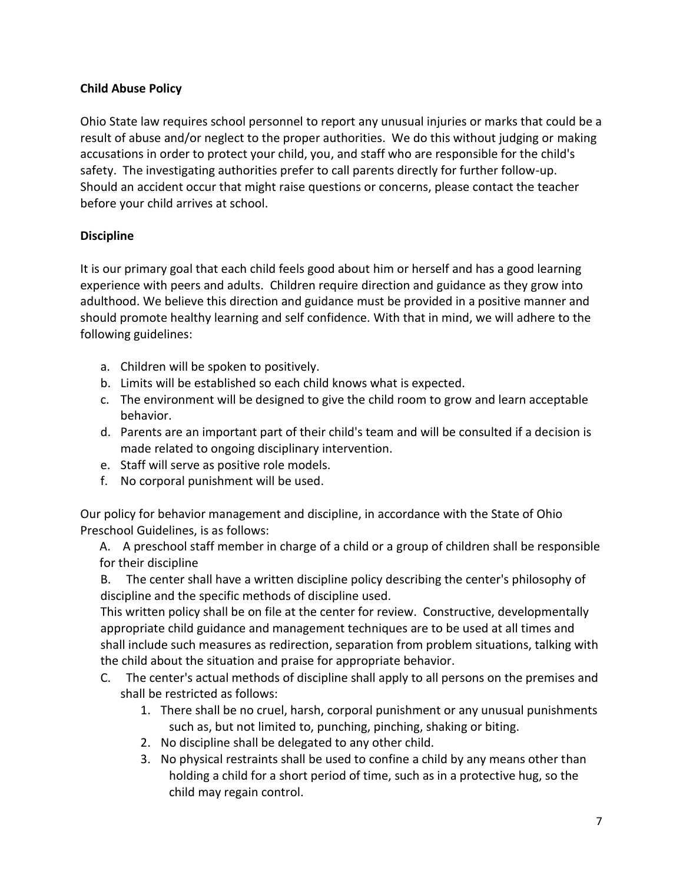**Child Abuse Policy**

Ohio State law requires school personnel to report any unusual injuries or marks that could be a result of abuse and/or neglect to the proper authorities. We do this without judging or making accusations in order to protect your child, you, and staff who are responsible for the child's safety. The investigating authorities prefer to call parents directly for further follow-up. Should an accident occur that might raise questions or concerns, please contact the teacher before your child arrives at school.

**Discipline**

It is our primary goal that each child feels good about him or herself and has a good learning experience with peers and adults. Children require direction and guidance as they grow into adulthood. We believe this direction and guidance must be provided in a positive manner and should promote healthy learning and self confidence. With that in mind, we will adhere to the following guidelines:

a. Children will be spoken to positively.
b. Limits will be established so each child knows what is expected.
c. The environment will be designed to give the child room to grow and learn acceptable behavior.
d. Parents are an important part of their child's team and will be consulted if a decision is made related to ongoing disciplinary intervention.
e. Staff will serve as positive role models.
f. No corporal punishment will be used.

Our policy for behavior management and discipline, in accordance with the State of Ohio Preschool Guidelines, is as follows:

A. A preschool staff member in charge of a child or a group of children shall be responsible for their discipline

B. The center shall have a written discipline policy describing the center's philosophy of discipline and the specific methods of discipline used.
This written policy shall be on file at the center for review. Constructive, developmentally appropriate child guidance and management techniques are to be used at all times and shall include such measures as redirection, separation from problem situations, talking with the child about the situation and praise for appropriate behavior.

C. The center's actual methods of discipline shall apply to all persons on the premises and shall be restricted as follows:

1. There shall be no cruel, harsh, corporal punishment or any unusual punishments such as, but not limited to, punching, pinching, shaking or biting.
2. No discipline shall be delegated to any other child.
3. No physical restraints shall be used to confine a child by any means other than holding a child for a short period of time, such as in a protective hug, so the child may regain control.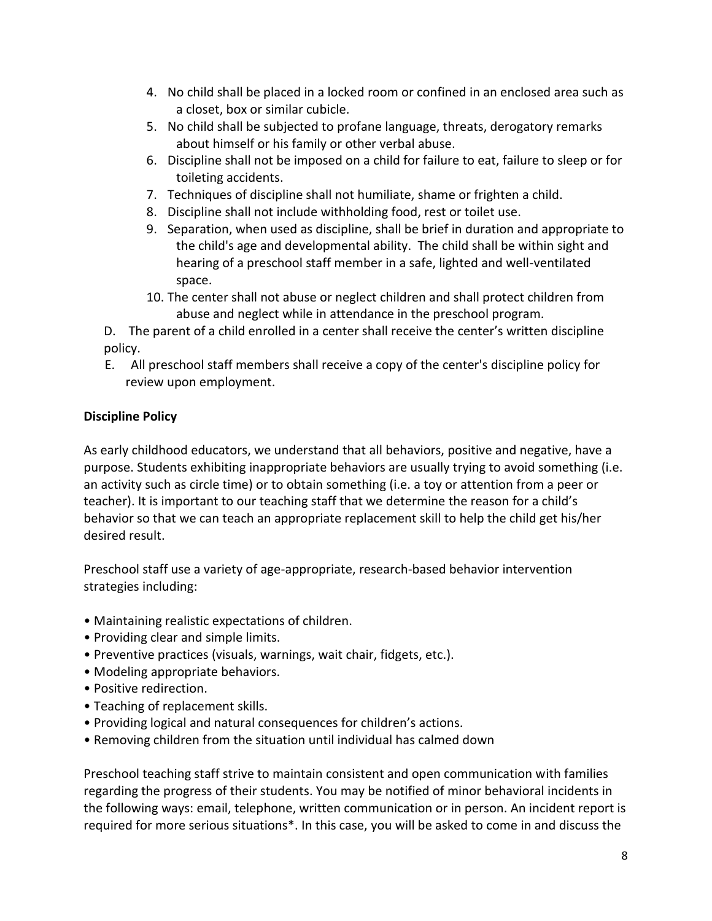4. No child shall be placed in a locked room or confined in an enclosed area such as a closet, box or similar cubicle.
5. No child shall be subjected to profane language, threats, derogatory remarks about himself or his family or other verbal abuse.
6. Discipline shall not be imposed on a child for failure to eat, failure to sleep or for toileting accidents.
7. Techniques of discipline shall not humiliate, shame or frighten a child.
8. Discipline shall not include withholding food, rest or toilet use.
9. Separation, when used as discipline, shall be brief in duration and appropriate to the child's age and developmental ability. The child shall be within sight and hearing of a preschool staff member in a safe, lighted and well-ventilated space.
10. The center shall not abuse or neglect children and shall protect children from abuse and neglect while in attendance in the preschool program.

D. The parent of a child enrolled in a center shall receive the center's written discipline policy.

E. All preschool staff members shall receive a copy of the center's discipline policy for review upon employment.

**Discipline Policy**

As early childhood educators, we understand that all behaviors, positive and negative, have a purpose. Students exhibiting inappropriate behaviors are usually trying to avoid something (i.e. an activity such as circle time) or to obtain something (i.e. a toy or attention from a peer or teacher). It is important to our teaching staff that we determine the reason for a child's behavior so that we can teach an appropriate replacement skill to help the child get his/her desired result.

Preschool staff use a variety of age-appropriate, research-based behavior intervention strategies including:

- Maintaining realistic expectations of children.
- Providing clear and simple limits.
- Preventive practices (visuals, warnings, wait chair, fidgets, etc.).
- Modeling appropriate behaviors.
- Positive redirection.
- Teaching of replacement skills.
- Providing logical and natural consequences for children's actions.
- Removing children from the situation until individual has calmed down

Preschool teaching staff strive to maintain consistent and open communication with families regarding the progress of their students. You may be notified of minor behavioral incidents in the following ways: email, telephone, written communication or in person. An incident report is required for more serious situations*. In this case, you will be asked to come in and discuss the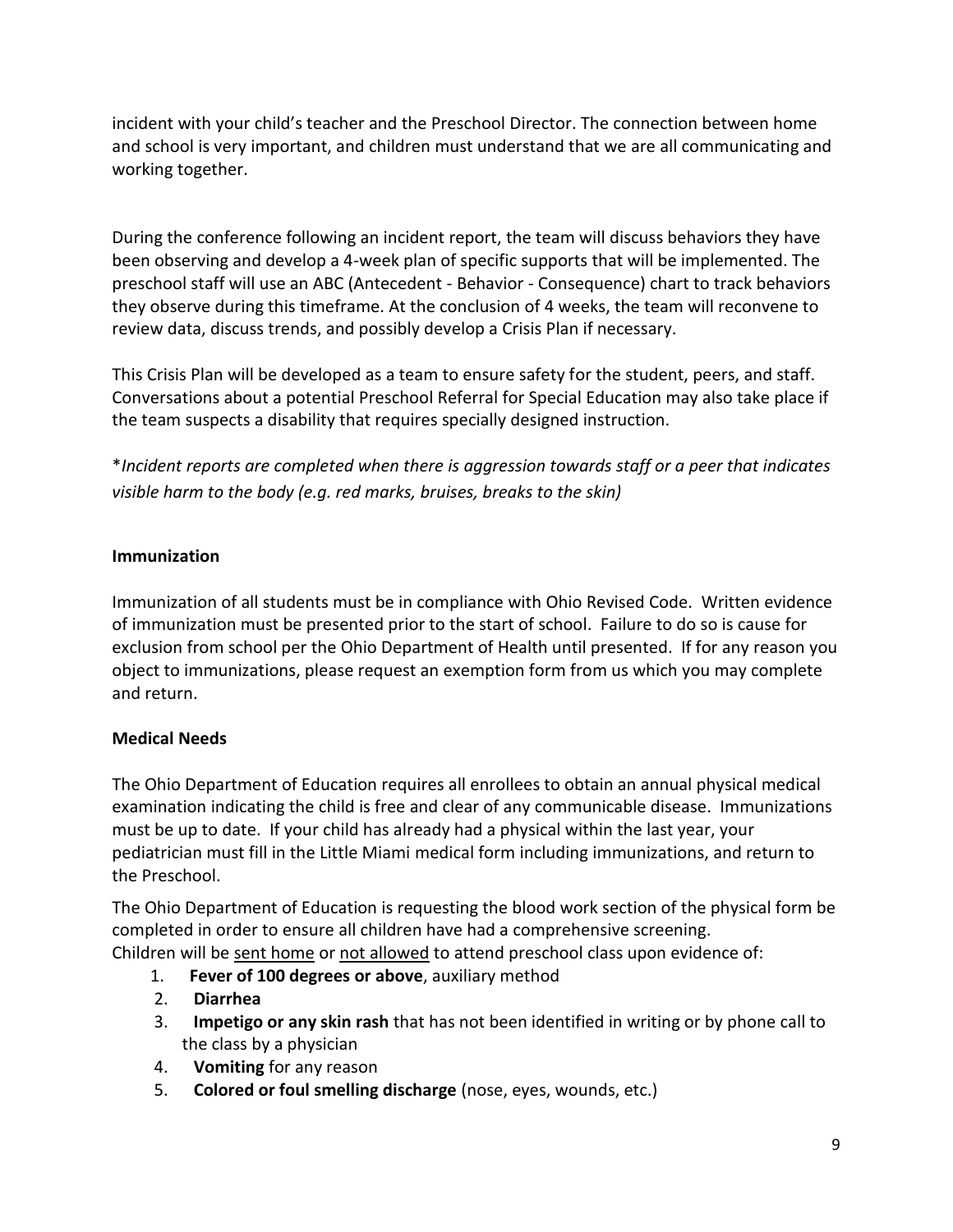incident with your child's teacher and the Preschool Director. The connection between home and school is very important, and children must understand that we are all communicating and working together.

During the conference following an incident report, the team will discuss behaviors they have been observing and develop a 4-week plan of specific supports that will be implemented. The preschool staff will use an ABC (Antecedent - Behavior - Consequence) chart to track behaviors they observe during this timeframe. At the conclusion of 4 weeks, the team will reconvene to review data, discuss trends, and possibly develop a Crisis Plan if necessary.

This Crisis Plan will be developed as a team to ensure safety for the student, peers, and staff. Conversations about a potential Preschool Referral for Special Education may also take place if the team suspects a disability that requires specially designed instruction.

*\*Incident reports are completed when there is aggression towards staff or a peer that indicates visible harm to the body (e.g. red marks, bruises, breaks to the skin)*

**Immunization**

Immunization of all students must be in compliance with Ohio Revised Code. Written evidence of immunization must be presented prior to the start of school. Failure to do so is cause for exclusion from school per the Ohio Department of Health until presented. If for any reason you object to immunizations, please request an exemption form from us which you may complete and return.

**Medical Needs**

The Ohio Department of Education requires all enrollees to obtain an annual physical medical examination indicating the child is free and clear of any communicable disease. Immunizations must be up to date. If your child has already had a physical within the last year, your pediatrician must fill in the Little Miami medical form including immunizations, and return to the Preschool.

The Ohio Department of Education is requesting the blood work section of the physical form be completed in order to ensure all children have had a comprehensive screening.
Children will be <u>sent home</u> or <u>not allowed</u> to attend preschool class upon evidence of:

1. **Fever of 100 degrees or above**, auxiliary method
2. **Diarrhea**
3. **Impetigo or any skin rash** that has not been identified in writing or by phone call to the class by a physician
4. **Vomiting** for any reason
5. **Colored or foul smelling discharge** (nose, eyes, wounds, etc.)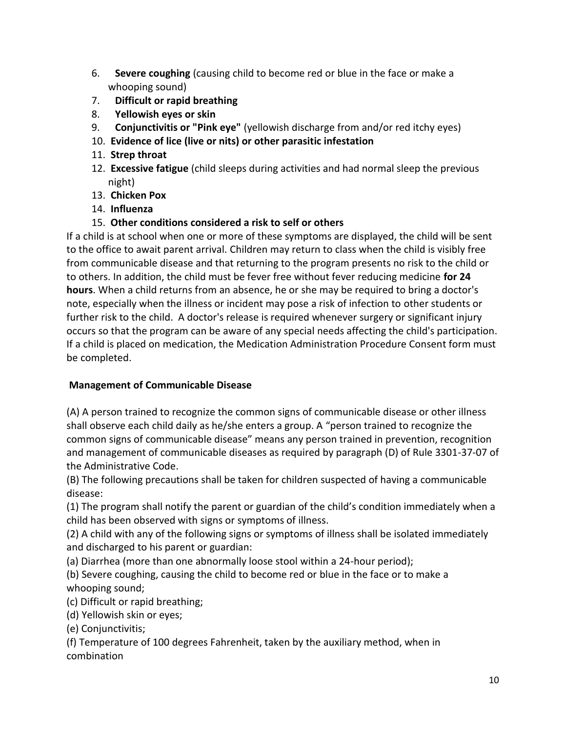6. **Severe coughing** (causing child to become red or blue in the face or make a whooping sound)
7. **Difficult or rapid breathing**
8. **Yellowish eyes or skin**
9. **Conjunctivitis or "Pink eye"** (yellowish discharge from and/or red itchy eyes)
10. **Evidence of lice (live or nits) or other parasitic infestation**
11. **Strep throat**
12. **Excessive fatigue** (child sleeps during activities and had normal sleep the previous night)
13. **Chicken Pox**
14. **Influenza**
15. **Other conditions considered a risk to self or others**

If a child is at school when one or more of these symptoms are displayed, the child will be sent to the office to await parent arrival. Children may return to class when the child is visibly free from communicable disease and that returning to the program presents no risk to the child or to others. In addition, the child must be fever free without fever reducing medicine **for 24 hours**. When a child returns from an absence, he or she may be required to bring a doctor's note, especially when the illness or incident may pose a risk of infection to other students or further risk to the child. A doctor's release is required whenever surgery or significant injury occurs so that the program can be aware of any special needs affecting the child's participation. If a child is placed on medication, the Medication Administration Procedure Consent form must be completed.

**Management of Communicable Disease**

(A) A person trained to recognize the common signs of communicable disease or other illness shall observe each child daily as he/she enters a group. A "person trained to recognize the common signs of communicable disease" means any person trained in prevention, recognition and management of communicable diseases as required by paragraph (D) of Rule 3301-37-07 of the Administrative Code.

(B) The following precautions shall be taken for children suspected of having a communicable disease:

(1) The program shall notify the parent or guardian of the child's condition immediately when a child has been observed with signs or symptoms of illness.

(2) A child with any of the following signs or symptoms of illness shall be isolated immediately and discharged to his parent or guardian:

(a) Diarrhea (more than one abnormally loose stool within a 24-hour period);

(b) Severe coughing, causing the child to become red or blue in the face or to make a whooping sound;

(c) Difficult or rapid breathing;

(d) Yellowish skin or eyes;

(e) Conjunctivitis;

(f) Temperature of 100 degrees Fahrenheit, taken by the auxiliary method, when in combination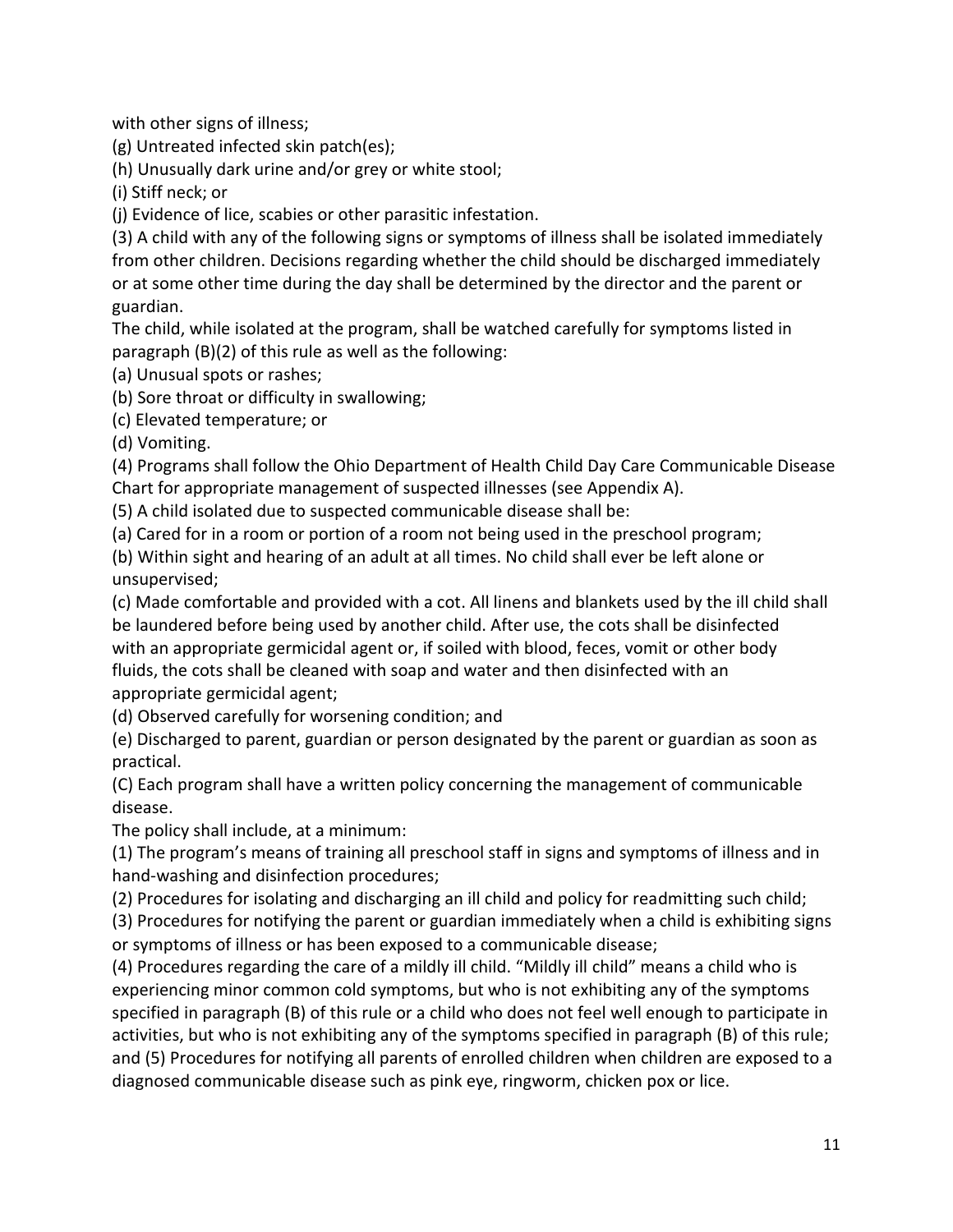with other signs of illness;

(g) Untreated infected skin patch(es);

(h) Unusually dark urine and/or grey or white stool;

(i) Stiff neck; or

(j) Evidence of lice, scabies or other parasitic infestation.

(3) A child with any of the following signs or symptoms of illness shall be isolated immediately from other children. Decisions regarding whether the child should be discharged immediately or at some other time during the day shall be determined by the director and the parent or guardian.

The child, while isolated at the program, shall be watched carefully for symptoms listed in paragraph (B)(2) of this rule as well as the following:

(a) Unusual spots or rashes;

(b) Sore throat or difficulty in swallowing;

(c) Elevated temperature; or

(d) Vomiting.

(4) Programs shall follow the Ohio Department of Health Child Day Care Communicable Disease Chart for appropriate management of suspected illnesses (see Appendix A).

(5) A child isolated due to suspected communicable disease shall be:

(a) Cared for in a room or portion of a room not being used in the preschool program;

(b) Within sight and hearing of an adult at all times. No child shall ever be left alone or unsupervised;

(c) Made comfortable and provided with a cot. All linens and blankets used by the ill child shall be laundered before being used by another child. After use, the cots shall be disinfected with an appropriate germicidal agent or, if soiled with blood, feces, vomit or other body fluids, the cots shall be cleaned with soap and water and then disinfected with an appropriate germicidal agent;

(d) Observed carefully for worsening condition; and

(e) Discharged to parent, guardian or person designated by the parent or guardian as soon as practical.

(C) Each program shall have a written policy concerning the management of communicable disease.

The policy shall include, at a minimum:

(1) The program's means of training all preschool staff in signs and symptoms of illness and in hand-washing and disinfection procedures;

(2) Procedures for isolating and discharging an ill child and policy for readmitting such child;

(3) Procedures for notifying the parent or guardian immediately when a child is exhibiting signs or symptoms of illness or has been exposed to a communicable disease;

(4) Procedures regarding the care of a mildly ill child. "Mildly ill child" means a child who is experiencing minor common cold symptoms, but who is not exhibiting any of the symptoms specified in paragraph (B) of this rule or a child who does not feel well enough to participate in activities, but who is not exhibiting any of the symptoms specified in paragraph (B) of this rule; and (5) Procedures for notifying all parents of enrolled children when children are exposed to a diagnosed communicable disease such as pink eye, ringworm, chicken pox or lice.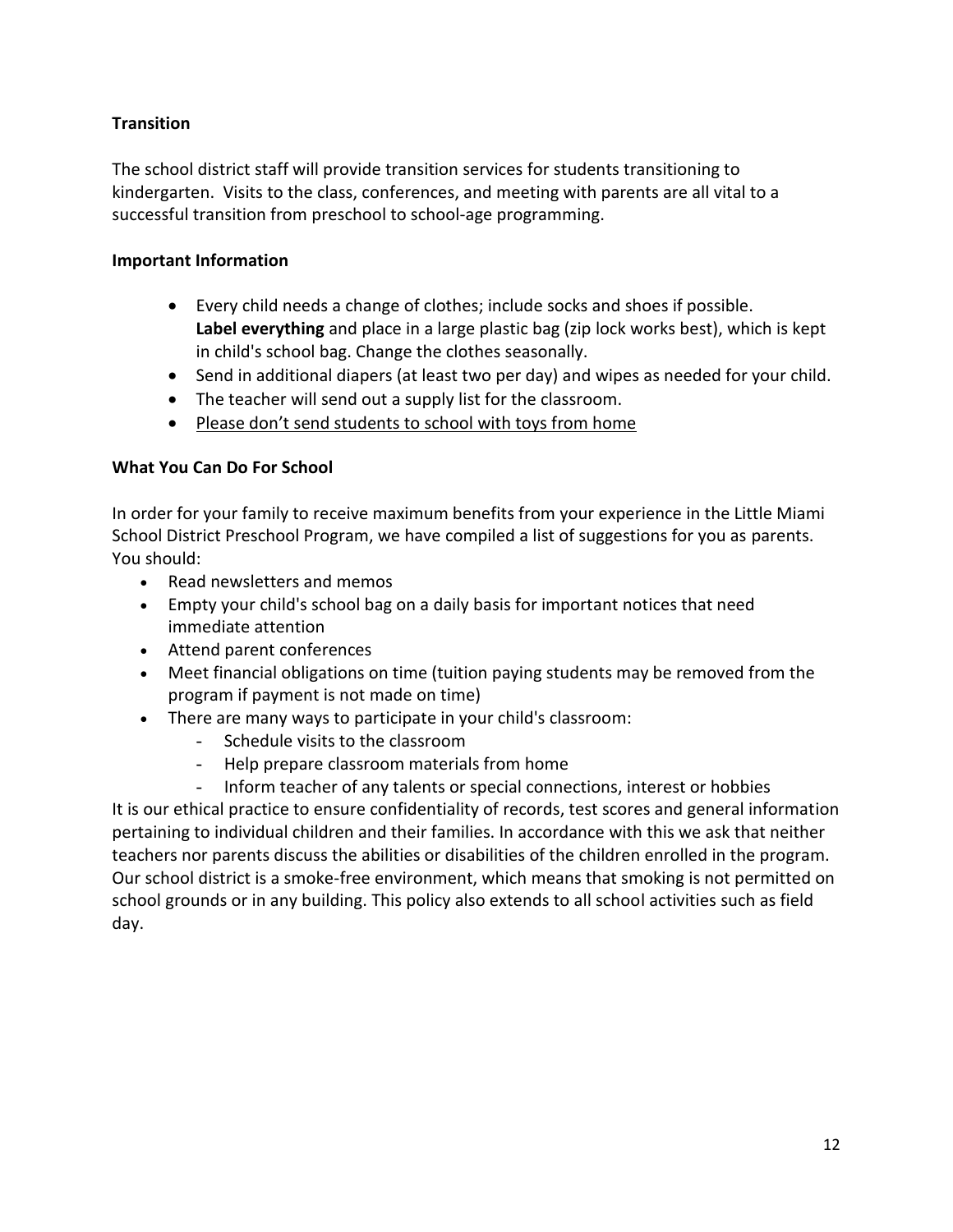### Transition

The school district staff will provide transition services for students transitioning to kindergarten. Visits to the class, conferences, and meeting with parents are all vital to a successful transition from preschool to school-age programming.

### Important Information

- Every child needs a change of clothes; include socks and shoes if possible. **Label everything** and place in a large plastic bag (zip lock works best), which is kept in child's school bag. Change the clothes seasonally.
- Send in additional diapers (at least two per day) and wipes as needed for your child.
- The teacher will send out a supply list for the classroom.
- <u>Please don't send students to school with toys from home</u>

### What You Can Do For School

In order for your family to receive maximum benefits from your experience in the Little Miami School District Preschool Program, we have compiled a list of suggestions for you as parents. You should:

- Read newsletters and memos
- Empty your child's school bag on a daily basis for important notices that need immediate attention
- Attend parent conferences
- Meet financial obligations on time (tuition paying students may be removed from the program if payment is not made on time)
- There are many ways to participate in your child's classroom:
  - Schedule visits to the classroom
  - Help prepare classroom materials from home
  - Inform teacher of any talents or special connections, interest or hobbies

It is our ethical practice to ensure confidentiality of records, test scores and general information pertaining to individual children and their families. In accordance with this we ask that neither teachers nor parents discuss the abilities or disabilities of the children enrolled in the program. Our school district is a smoke-free environment, which means that smoking is not permitted on school grounds or in any building. This policy also extends to all school activities such as field day.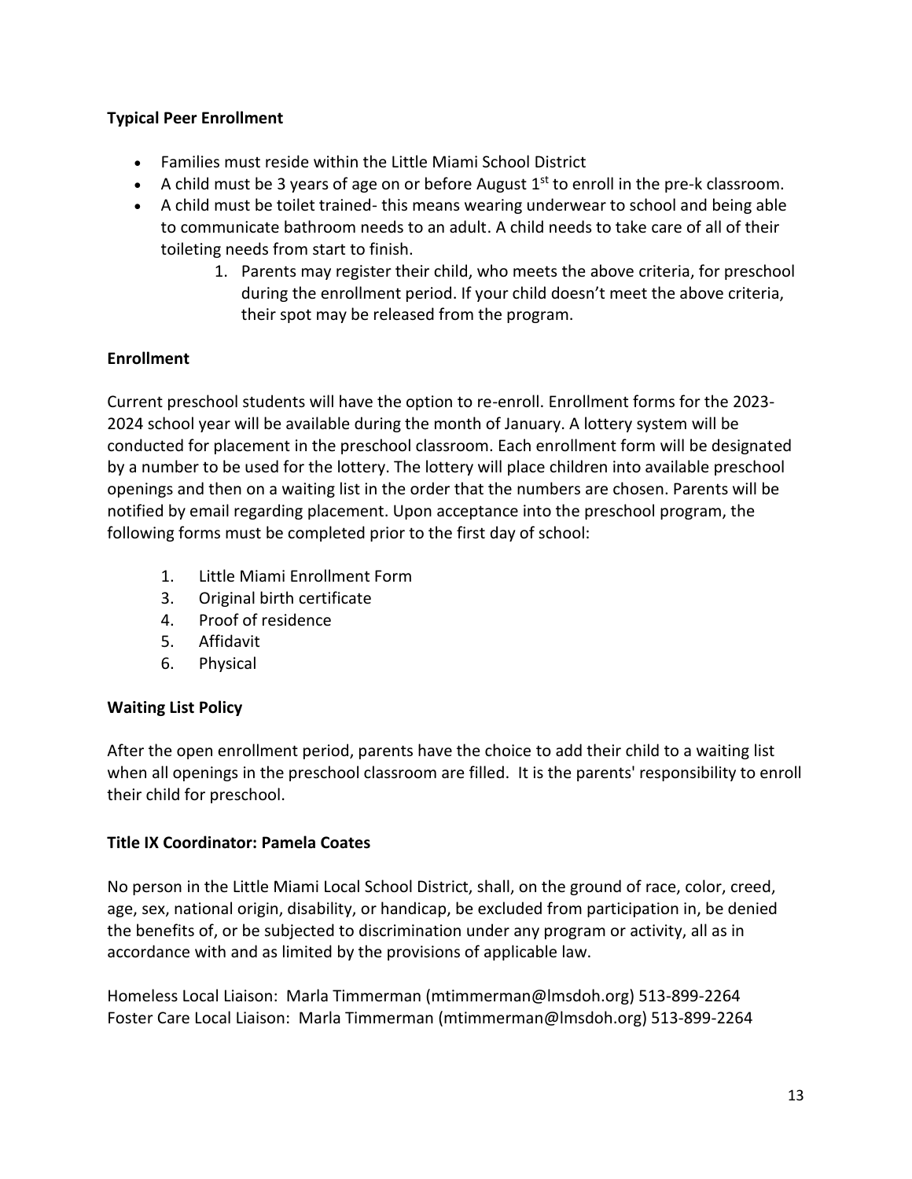**Typical Peer Enrollment**

- Families must reside within the Little Miami School District
- A child must be 3 years of age on or before August 1st to enroll in the pre-k classroom.
- A child must be toilet trained- this means wearing underwear to school and being able to communicate bathroom needs to an adult. A child needs to take care of all of their toileting needs from start to finish.
    1. Parents may register their child, who meets the above criteria, for preschool during the enrollment period. If your child doesn't meet the above criteria, their spot may be released from the program.

**Enrollment**

Current preschool students will have the option to re-enroll. Enrollment forms for the 2023-2024 school year will be available during the month of January. A lottery system will be conducted for placement in the preschool classroom. Each enrollment form will be designated by a number to be used for the lottery. The lottery will place children into available preschool openings and then on a waiting list in the order that the numbers are chosen. Parents will be notified by email regarding placement. Upon acceptance into the preschool program, the following forms must be completed prior to the first day of school:

1. Little Miami Enrollment Form
3. Original birth certificate
4. Proof of residence
5. Affidavit
6. Physical

**Waiting List Policy**

After the open enrollment period, parents have the choice to add their child to a waiting list when all openings in the preschool classroom are filled. It is the parents' responsibility to enroll their child for preschool.

**Title IX Coordinator: Pamela Coates**

No person in the Little Miami Local School District, shall, on the ground of race, color, creed, age, sex, national origin, disability, or handicap, be excluded from participation in, be denied the benefits of, or be subjected to discrimination under any program or activity, all as in accordance with and as limited by the provisions of applicable law.

Homeless Local Liaison: Marla Timmerman (mtimmerman@lmsdoh.org) 513-899-2264
Foster Care Local Liaison: Marla Timmerman (mtimmerman@lmsdoh.org) 513-899-2264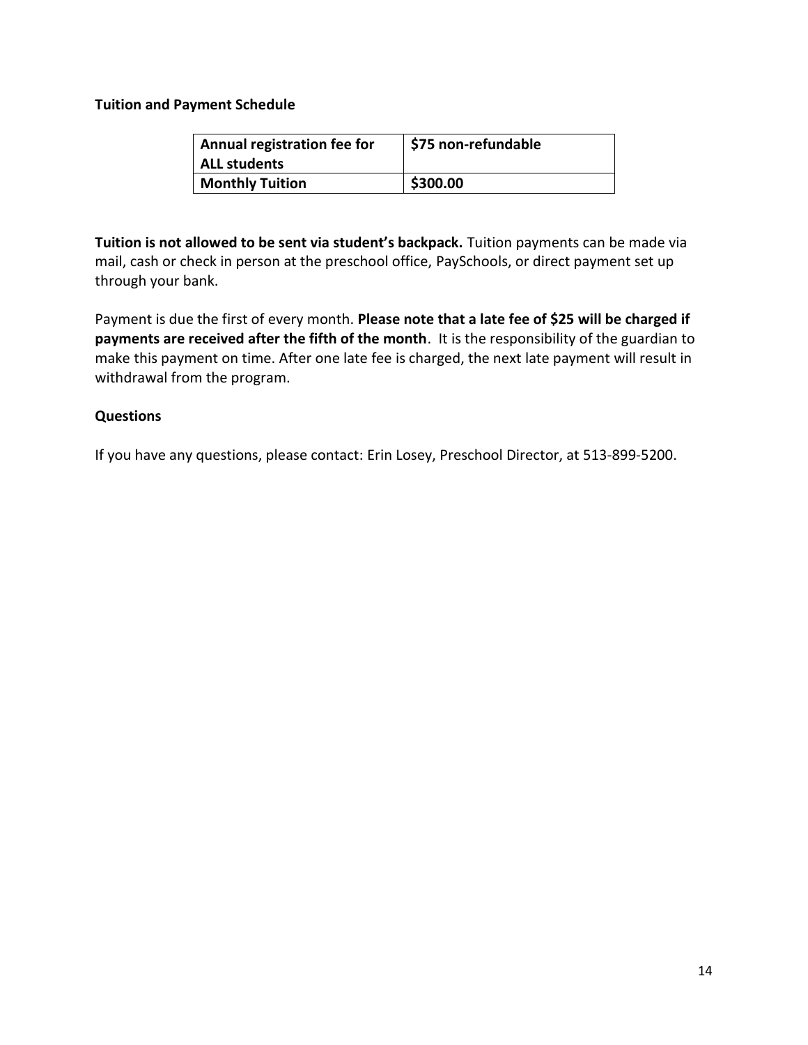**Tuition and Payment Schedule**

| | |
|---|---|
| **Annual registration fee for ALL students** | **$75 non-refundable** |
| **Monthly Tuition** | **$300.00** |

**Tuition is not allowed to be sent via student's backpack.** Tuition payments can be made via mail, cash or check in person at the preschool office, PaySchools, or direct payment set up through your bank.

Payment is due the first of every month. **Please note that a late fee of $25 will be charged if payments are received after the fifth of the month**. It is the responsibility of the guardian to make this payment on time. After one late fee is charged, the next late payment will result in withdrawal from the program.

**Questions**

If you have any questions, please contact: Erin Losey, Preschool Director, at 513-899-5200.